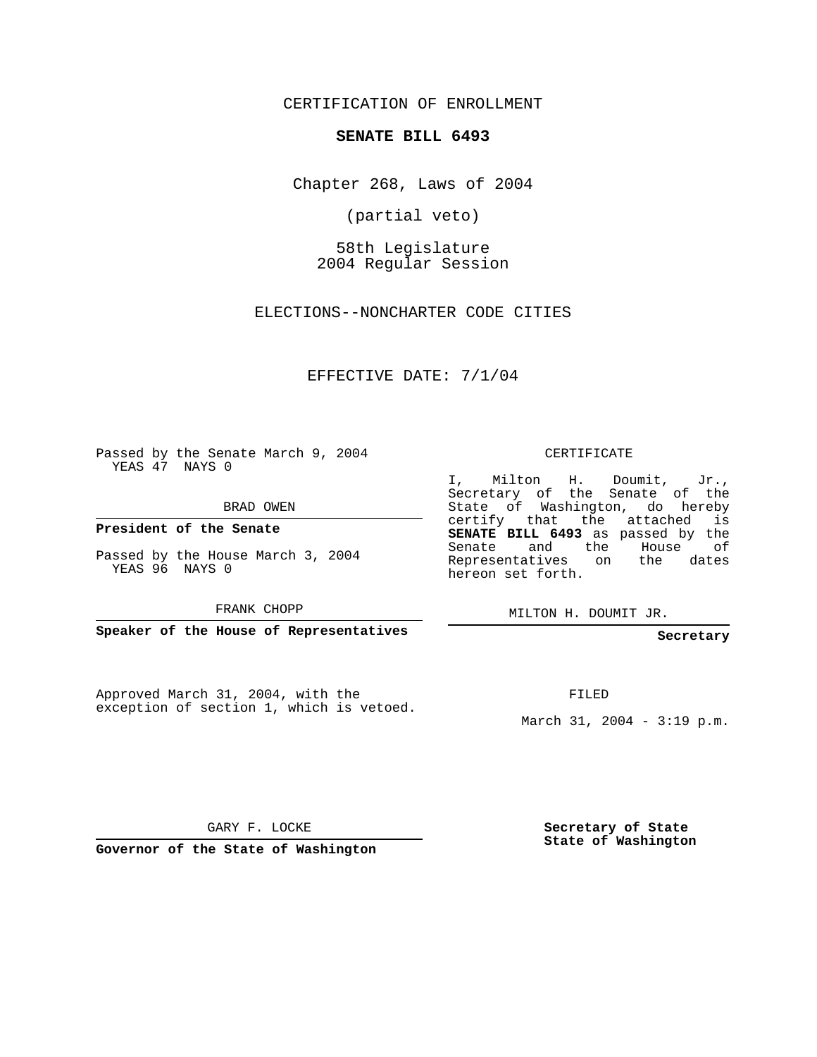CERTIFICATION OF ENROLLMENT

# SENATE BILL 6493

Chapter 268, Laws of 2004

(partial veto)

58th Legislature
2004 Regular Session

ELECTIONS--NONCHARTER CODE CITIES

EFFECTIVE DATE: 7/1/04

Passed by the Senate March 9, 2004
YEAS 47 NAYS 0

BRAD OWEN

**President of the Senate**

Passed by the House March 3, 2004
YEAS 96 NAYS 0

FRANK CHOPP

**Speaker of the House of Representatives**

CERTIFICATE

I, Milton H. Doumit, Jr., Secretary of the Senate of the State of Washington, do hereby certify that the attached is **SENATE BILL 6493** as passed by the Senate and the House of Representatives on the dates hereon set forth.

MILTON H. DOUMIT JR.

**Secretary**

Approved March 31, 2004, with the exception of section 1, which is vetoed.

FILED

March 31, 2004 - 3:19 p.m.

GARY F. LOCKE

**Governor of the State of Washington**

**Secretary of State**
**State of Washington**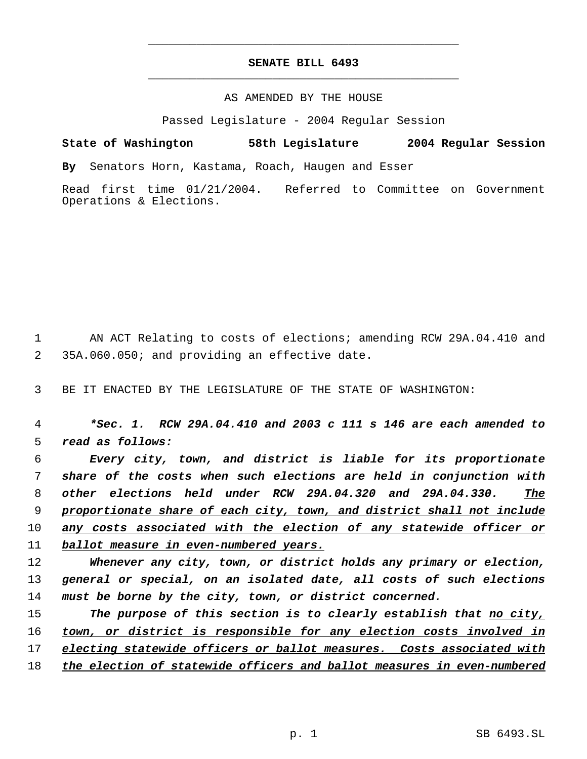# SENATE BILL 6493

AS AMENDED BY THE HOUSE

Passed Legislature - 2004 Regular Session

**State of Washington 58th Legislature 2004 Regular Session**

**By** Senators Horn, Kastama, Roach, Haugen and Esser

Read first time 01/21/2004. Referred to Committee on Government Operations & Elections.

AN ACT Relating to costs of elections; amending RCW 29A.04.410 and 35A.060.050; and providing an effective date.

BE IT ENACTED BY THE LEGISLATURE OF THE STATE OF WASHINGTON:

***\*Sec. 1. RCW 29A.04.410 and 2003 c 111 s 146 are each amended to read as follows:***

*Every city, town, and district is liable for its proportionate share of the costs when such elections are held in conjunction with other elections held under RCW 29A.04.320 and 29A.04.330. The proportionate share of each city, town, and district shall not include any costs associated with the election of any statewide officer or ballot measure in even-numbered years.*

*Whenever any city, town, or district holds any primary or election, general or special, on an isolated date, all costs of such elections must be borne by the city, town, or district concerned.*

*The purpose of this section is to clearly establish that no city, town, or district is responsible for any election costs involved in electing statewide officers or ballot measures. Costs associated with the election of statewide officers and ballot measures in even-numbered*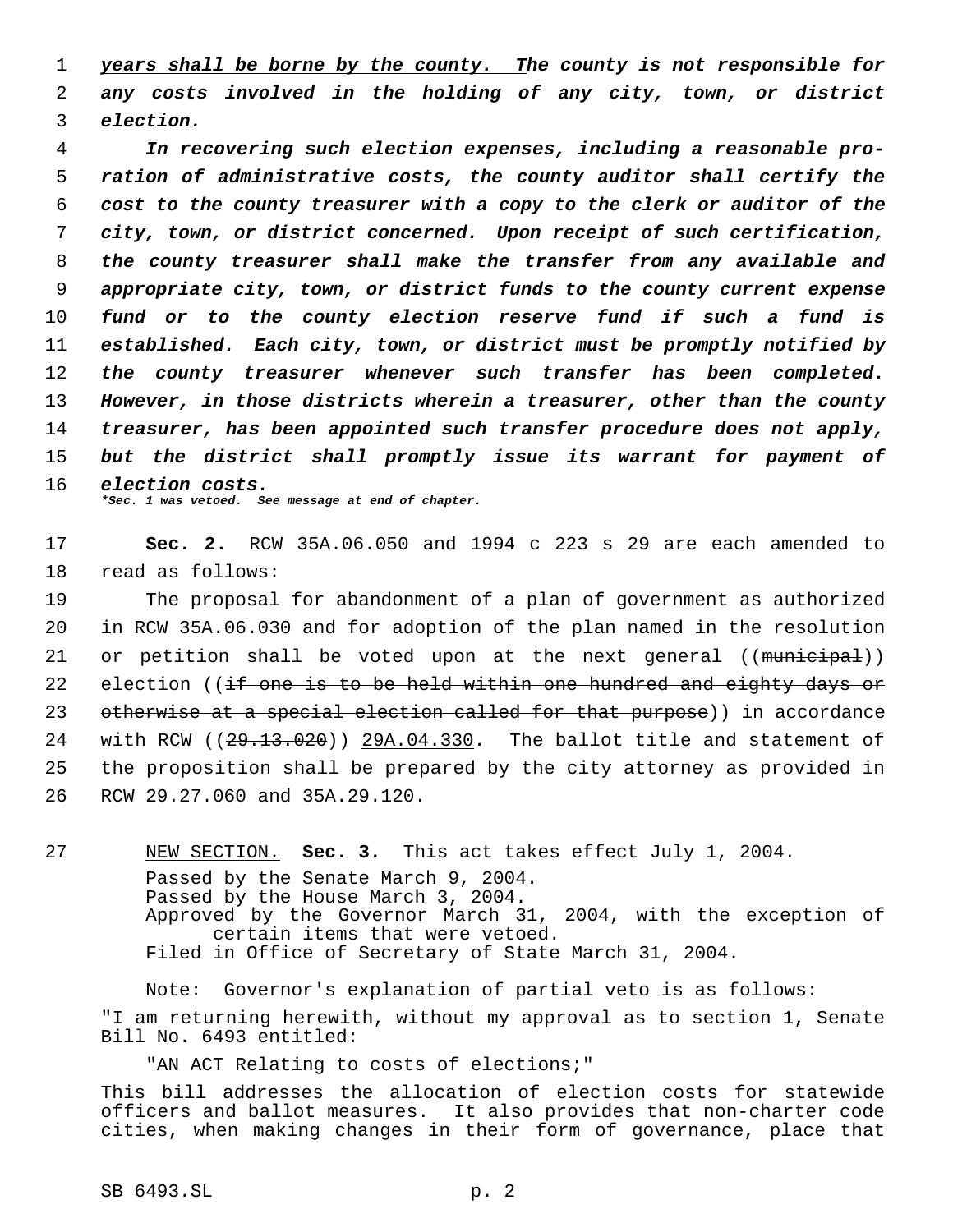*<u>years shall be borne by the county.</u> The county is not responsible for any costs involved in the holding of any city, town, or district election.*

*In recovering such election expenses, including a reasonable proration of administrative costs, the county auditor shall certify the cost to the county treasurer with a copy to the clerk or auditor of the city, town, or district concerned. Upon receipt of such certification, the county treasurer shall make the transfer from any available and appropriate city, town, or district funds to the county current expense fund or to the county election reserve fund if such a fund is established. Each city, town, or district must be promptly notified by the county treasurer whenever such transfer has been completed. However, in those districts wherein a treasurer, other than the county treasurer, has been appointed such transfer procedure does not apply, but the district shall promptly issue its warrant for payment of election costs.*

***Sec. 1 was vetoed. See message at end of chapter.***

**Sec. 2.** RCW 35A.06.050 and 1994 c 223 s 29 are each amended to read as follows:

The proposal for abandonment of a plan of government as authorized in RCW 35A.06.030 and for adoption of the plan named in the resolution or petition shall be voted upon at the next general ((~~municipal~~)) election ((~~if one is to be held within one hundred and eighty days or otherwise at a special election called for that purpose~~)) in accordance with RCW ((~~29.13.020~~)) <u>29A.04.330</u>. The ballot title and statement of the proposition shall be prepared by the city attorney as provided in RCW 29.27.060 and 35A.29.120.

<u>NEW SECTION.</u> **Sec. 3.** This act takes effect July 1, 2004.

Passed by the Senate March 9, 2004.
Passed by the House March 3, 2004.
Approved by the Governor March 31, 2004, with the exception of certain items that were vetoed.
Filed in Office of Secretary of State March 31, 2004.

Note: Governor's explanation of partial veto is as follows:

"I am returning herewith, without my approval as to section 1, Senate Bill No. 6493 entitled:

"AN ACT Relating to costs of elections;"

This bill addresses the allocation of election costs for statewide officers and ballot measures. It also provides that non-charter code cities, when making changes in their form of governance, place that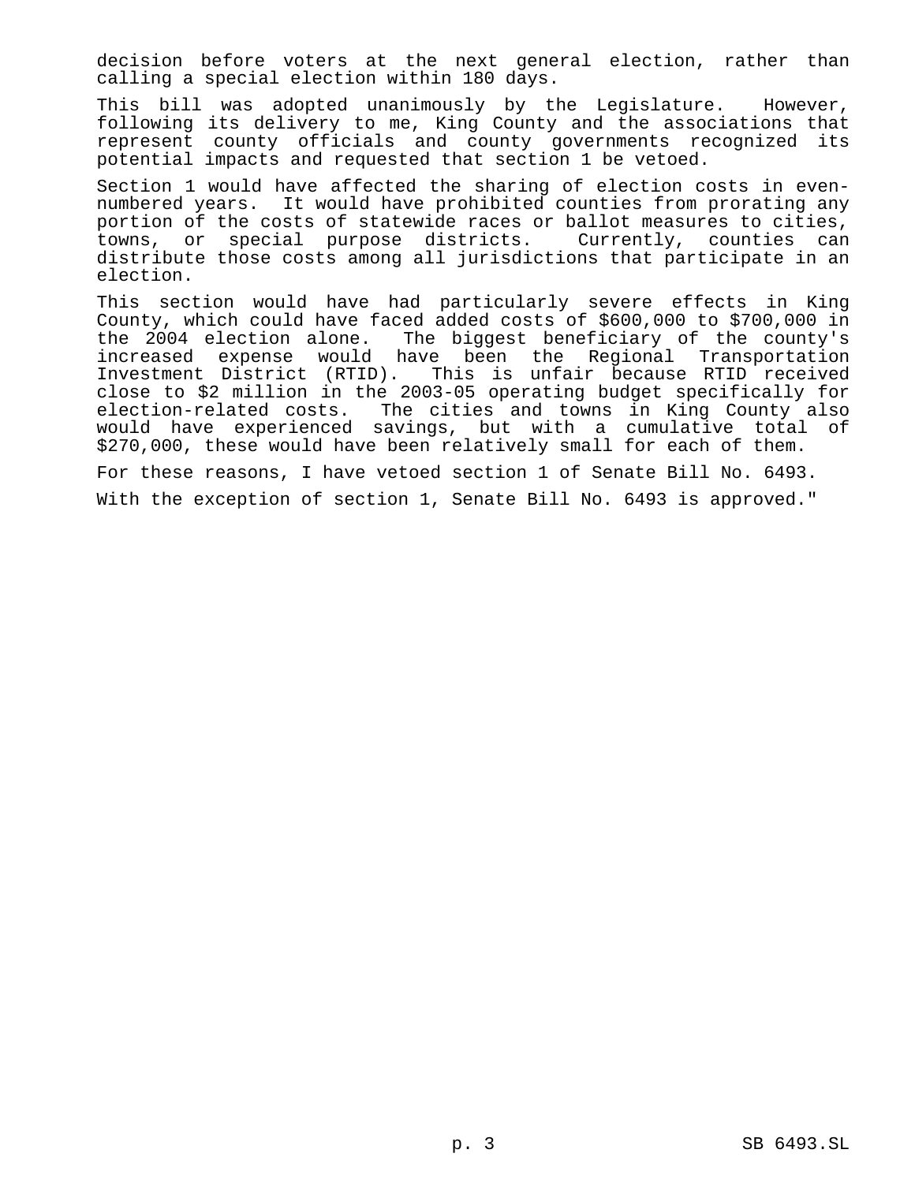decision before voters at the next general election, rather than calling a special election within 180 days.

This bill was adopted unanimously by the Legislature. However, following its delivery to me, King County and the associations that represent county officials and county governments recognized its potential impacts and requested that section 1 be vetoed.

Section 1 would have affected the sharing of election costs in even-numbered years. It would have prohibited counties from prorating any portion of the costs of statewide races or ballot measures to cities, towns, or special purpose districts. Currently, counties can distribute those costs among all jurisdictions that participate in an election.

This section would have had particularly severe effects in King County, which could have faced added costs of $600,000 to $700,000 in the 2004 election alone. The biggest beneficiary of the county's increased expense would have been the Regional Transportation Investment District (RTID). This is unfair because RTID received close to $2 million in the 2003-05 operating budget specifically for election-related costs. The cities and towns in King County also would have experienced savings, but with a cumulative total of $270,000, these would have been relatively small for each of them.

For these reasons, I have vetoed section 1 of Senate Bill No. 6493.

With the exception of section 1, Senate Bill No. 6493 is approved."